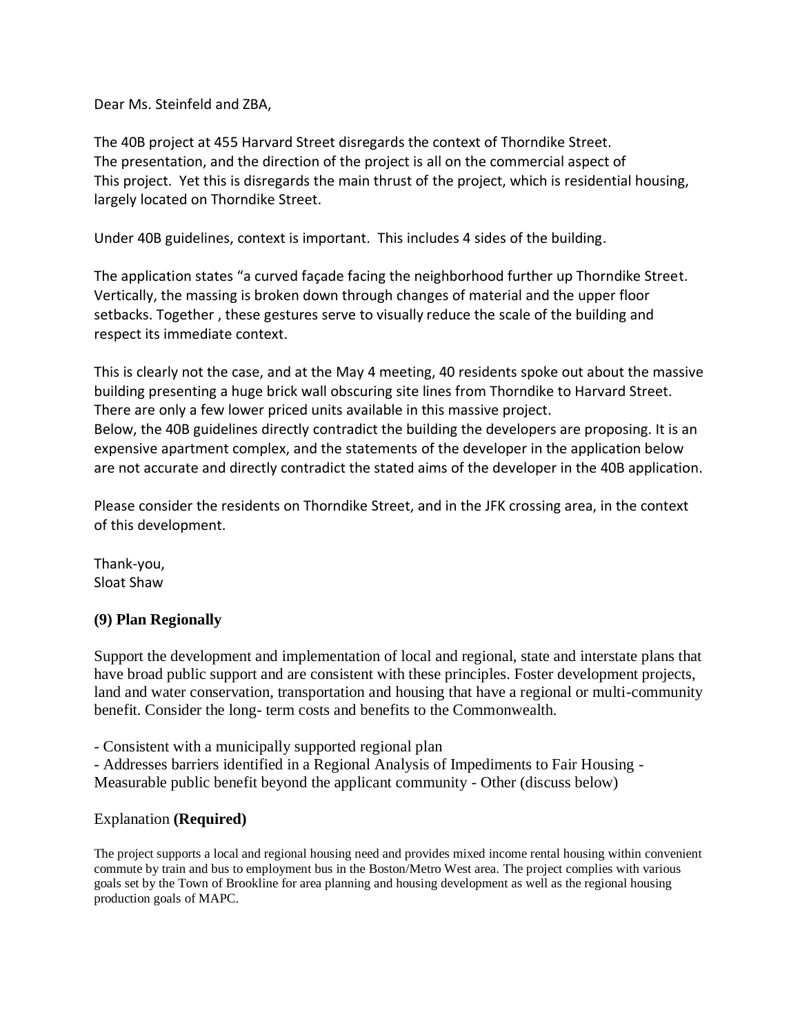Dear Ms. Steinfeld and ZBA,

The 40B project at 455 Harvard Street disregards the context of Thorndike Street. The presentation, and the direction of the project is all on the commercial aspect of This project. Yet this is disregards the main thrust of the project, which is residential housing, largely located on Thorndike Street.

Under 40B guidelines, context is important. This includes 4 sides of the building.

The application states "a curved façade facing the neighborhood further up Thorndike Street. Vertically, the massing is broken down through changes of material and the upper floor setbacks. Together , these gestures serve to visually reduce the scale of the building and respect its immediate context.

This is clearly not the case, and at the May 4 meeting, 40 residents spoke out about the massive building presenting a huge brick wall obscuring site lines from Thorndike to Harvard Street. There are only a few lower priced units available in this massive project.
Below, the 40B guidelines directly contradict the building the developers are proposing. It is an expensive apartment complex, and the statements of the developer in the application below are not accurate and directly contradict the stated aims of the developer in the 40B application.

Please consider the residents on Thorndike Street, and in the JFK crossing area, in the context of this development.

Thank-you,
Sloat Shaw

**(9) Plan Regionally**

Support the development and implementation of local and regional, state and interstate plans that have broad public support and are consistent with these principles. Foster development projects, land and water conservation, transportation and housing that have a regional or multi-community benefit. Consider the long- term costs and benefits to the Commonwealth.

- Consistent with a municipally supported regional plan
- Addresses barriers identified in a Regional Analysis of Impediments to Fair Housing - Measurable public benefit beyond the applicant community - Other (discuss below)

Explanation **(Required)**

The project supports a local and regional housing need and provides mixed income rental housing within convenient commute by train and bus to employment bus in the Boston/Metro West area. The project complies with various goals set by the Town of Brookline for area planning and housing development as well as the regional housing production goals of MAPC.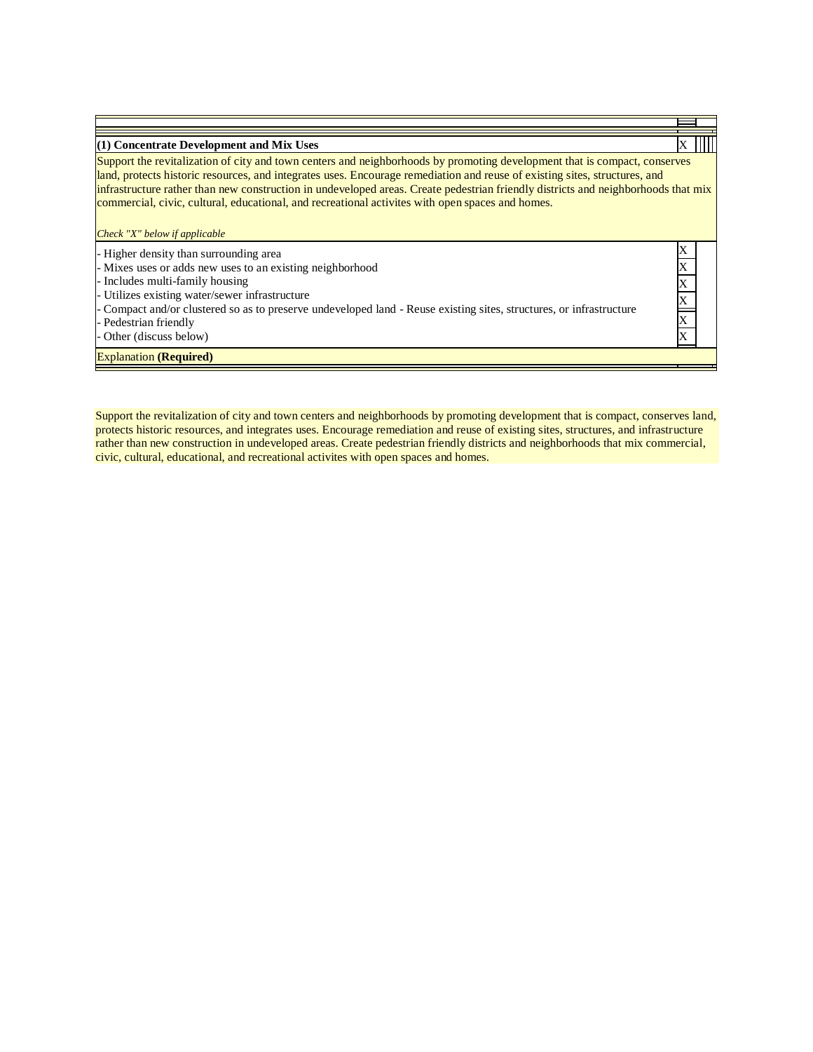| | |
|---|---|
| **(1) Concentrate Development and Mix Uses** | X |
| Support the revitalization of city and town centers and neighborhoods by promoting development that is compact, conserves land, protects historic resources, and integrates uses. Encourage remediation and reuse of existing sites, structures, and infrastructure rather than new construction in undeveloped areas. Create pedestrian friendly districts and neighborhoods that mix commercial, civic, cultural, educational, and recreational activites with open spaces and homes.<br><br>*Check "X" below if applicable* | |
| - Higher density than surrounding area | X |
| - Mixes uses or adds new uses to an existing neighborhood | X |
| - Includes multi-family housing | X |
| - Utilizes existing water/sewer infrastructure | X |
| - Compact and/or clustered so as to preserve undeveloped land - Reuse existing sites, structures, or infrastructure | X |
| - Pedestrian friendly | X |
| - Other (discuss below) | X |
| Explanation **(Required)** | |

Support the revitalization of city and town centers and neighborhoods by promoting development that is compact, conserves land, protects historic resources, and integrates uses. Encourage remediation and reuse of existing sites, structures, and infrastructure rather than new construction in undeveloped areas. Create pedestrian friendly districts and neighborhoods that mix commercial, civic, cultural, educational, and recreational activites with open spaces and homes.